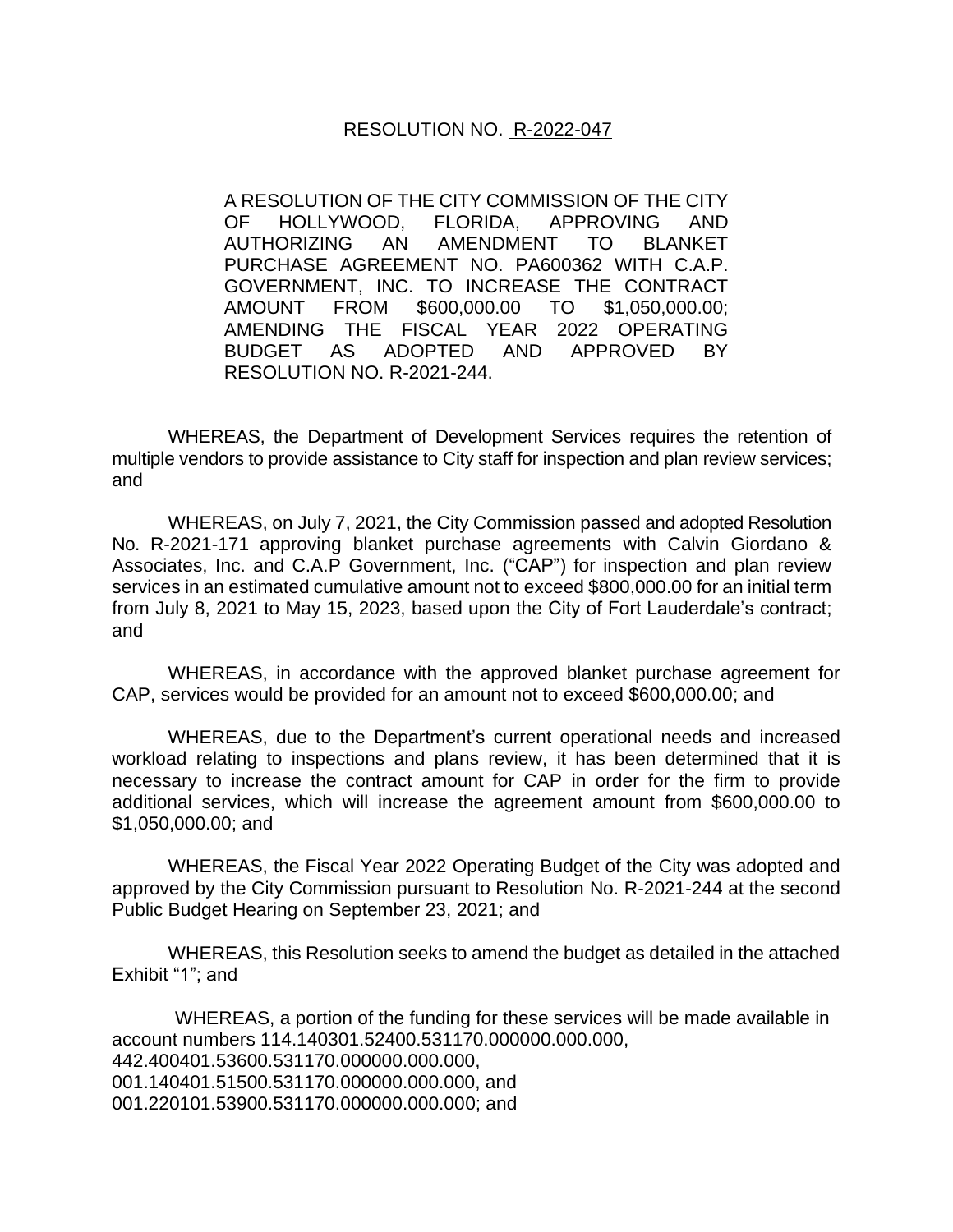RESOLUTION NO. R-2022-047

A RESOLUTION OF THE CITY COMMISSION OF THE CITY OF HOLLYWOOD, FLORIDA, APPROVING AND AUTHORIZING AN AMENDMENT TO BLANKET PURCHASE AGREEMENT NO. PA600362 WITH C.A.P. GOVERNMENT, INC. TO INCREASE THE CONTRACT AMOUNT FROM $600,000.00 TO $1,050,000.00; AMENDING THE FISCAL YEAR 2022 OPERATING BUDGET AS ADOPTED AND APPROVED BY RESOLUTION NO. R-2021-244.

WHEREAS, the Department of Development Services requires the retention of multiple vendors to provide assistance to City staff for inspection and plan review services; and

WHEREAS, on July 7, 2021, the City Commission passed and adopted Resolution No. R-2021-171 approving blanket purchase agreements with Calvin Giordano & Associates, Inc. and C.A.P Government, Inc. ("CAP") for inspection and plan review services in an estimated cumulative amount not to exceed $800,000.00 for an initial term from July 8, 2021 to May 15, 2023, based upon the City of Fort Lauderdale's contract; and

WHEREAS, in accordance with the approved blanket purchase agreement for CAP, services would be provided for an amount not to exceed $600,000.00; and

WHEREAS, due to the Department's current operational needs and increased workload relating to inspections and plans review, it has been determined that it is necessary to increase the contract amount for CAP in order for the firm to provide additional services, which will increase the agreement amount from $600,000.00 to $1,050,000.00; and

WHEREAS, the Fiscal Year 2022 Operating Budget of the City was adopted and approved by the City Commission pursuant to Resolution No. R-2021-244 at the second Public Budget Hearing on September 23, 2021; and

WHEREAS, this Resolution seeks to amend the budget as detailed in the attached Exhibit "1"; and

WHEREAS, a portion of the funding for these services will be made available in account numbers 114.140301.52400.531170.000000.000.000, 442.400401.53600.531170.000000.000.000, 001.140401.51500.531170.000000.000.000, and 001.220101.53900.531170.000000.000.000; and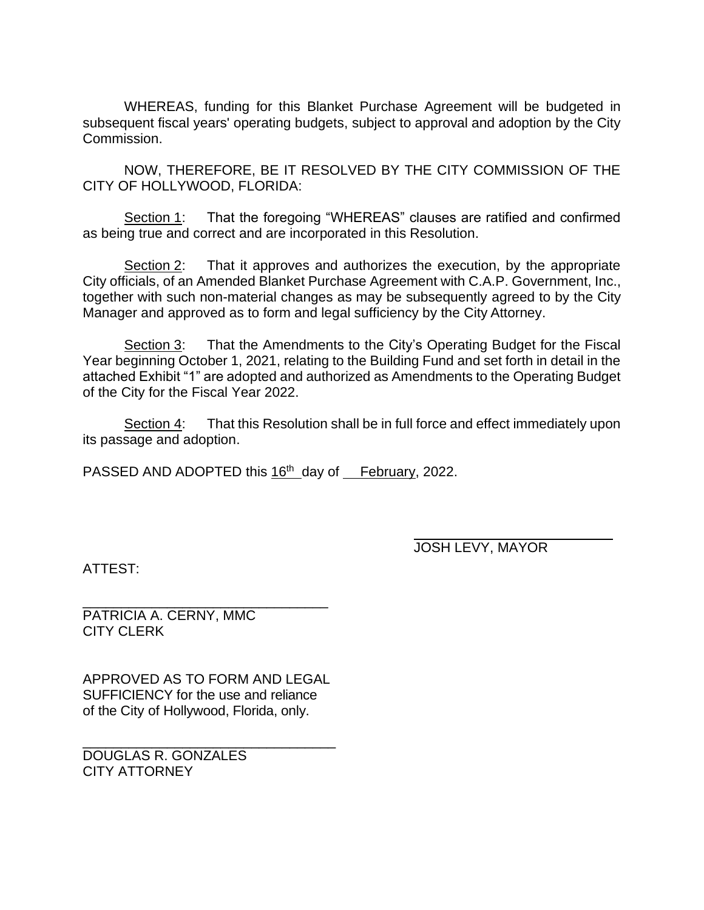WHEREAS, funding for this Blanket Purchase Agreement will be budgeted in subsequent fiscal years' operating budgets, subject to approval and adoption by the City Commission.

NOW, THEREFORE, BE IT RESOLVED BY THE CITY COMMISSION OF THE CITY OF HOLLYWOOD, FLORIDA:

Section 1: That the foregoing "WHEREAS" clauses are ratified and confirmed as being true and correct and are incorporated in this Resolution.

Section 2: That it approves and authorizes the execution, by the appropriate City officials, of an Amended Blanket Purchase Agreement with C.A.P. Government, Inc., together with such non-material changes as may be subsequently agreed to by the City Manager and approved as to form and legal sufficiency by the City Attorney.

Section 3: That the Amendments to the City's Operating Budget for the Fiscal Year beginning October 1, 2021, relating to the Building Fund and set forth in detail in the attached Exhibit "1" are adopted and authorized as Amendments to the Operating Budget of the City for the Fiscal Year 2022.

Section 4: That this Resolution shall be in full force and effect immediately upon its passage and adoption.

PASSED AND ADOPTED this 16th day of February, 2022.

\_\_\_\_\_\_\_\_\_\_\_\_\_\_\_\_\_\_\_\_\_\_\_\_\_\_\_\_
JOSH LEVY, MAYOR

ATTEST:

\_\_\_\_\_\_\_\_\_\_\_\_\_\_\_\_\_\_\_\_\_\_\_\_\_\_\_\_
PATRICIA A. CERNY, MMC
CITY CLERK

APPROVED AS TO FORM AND LEGAL SUFFICIENCY for the use and reliance of the City of Hollywood, Florida, only.

\_\_\_\_\_\_\_\_\_\_\_\_\_\_\_\_\_\_\_\_\_\_\_\_\_\_\_\_
DOUGLAS R. GONZALES
CITY ATTORNEY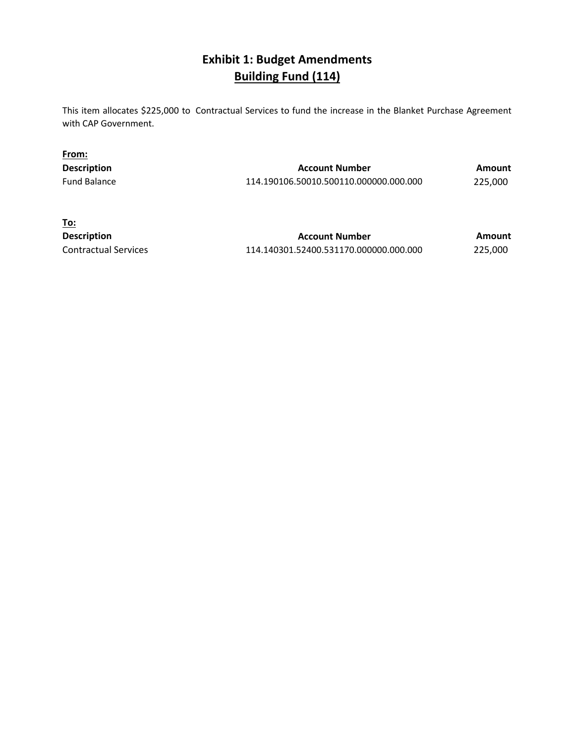# Exhibit 1: Budget Amendments

## Building Fund (114)

This item allocates $225,000 to  Contractual Services to fund the increase in the Blanket Purchase Agreement with CAP Government.

**From:**

| Description | Account Number | Amount |
|---|---|---|
| Fund Balance | 114.190106.50010.500110.000000.000.000 | 225,000 |

**To:**

| Description | Account Number | Amount |
|---|---|---|
| Contractual Services | 114.140301.52400.531170.000000.000.000 | 225,000 |